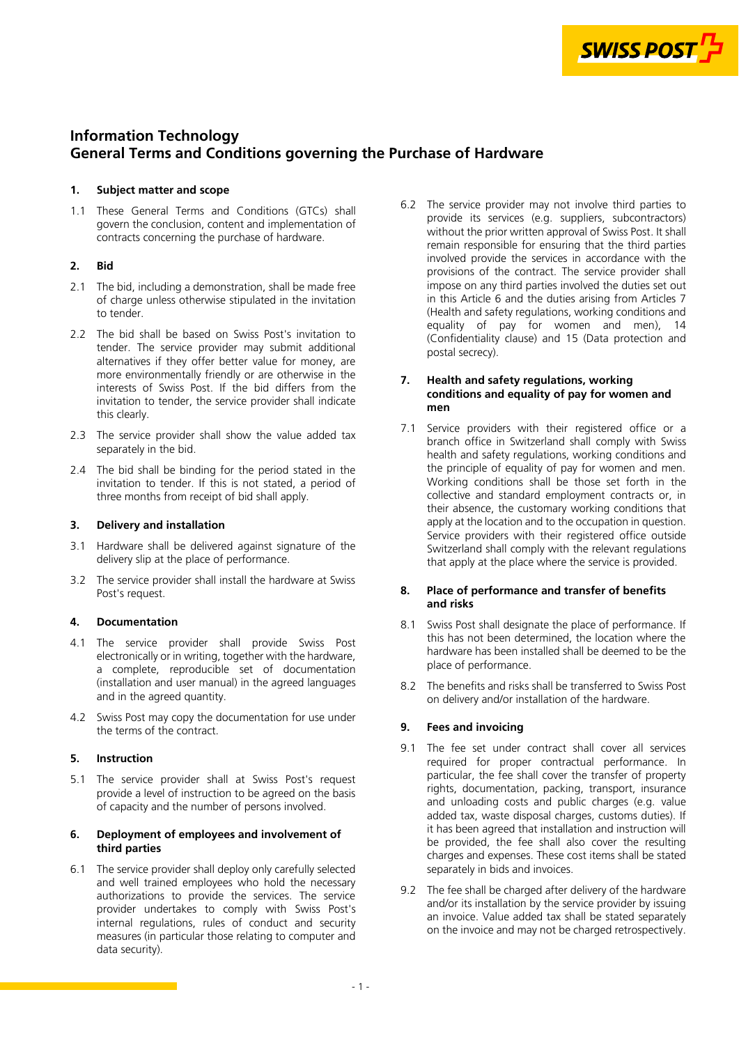# Information Technology
# General Terms and Conditions governing the Purchase of Hardware

## 1. Subject matter and scope

1.1 These General Terms and Conditions (GTCs) shall govern the conclusion, content and implementation of contracts concerning the purchase of hardware.

## 2. Bid

2.1 The bid, including a demonstration, shall be made free of charge unless otherwise stipulated in the invitation to tender.

2.2 The bid shall be based on Swiss Post's invitation to tender. The service provider may submit additional alternatives if they offer better value for money, are more environmentally friendly or are otherwise in the interests of Swiss Post. If the bid differs from the invitation to tender, the service provider shall indicate this clearly.

2.3 The service provider shall show the value added tax separately in the bid.

2.4 The bid shall be binding for the period stated in the invitation to tender. If this is not stated, a period of three months from receipt of bid shall apply.

## 3. Delivery and installation

3.1 Hardware shall be delivered against signature of the delivery slip at the place of performance.

3.2 The service provider shall install the hardware at Swiss Post's request.

## 4. Documentation

4.1 The service provider shall provide Swiss Post electronically or in writing, together with the hardware, a complete, reproducible set of documentation (installation and user manual) in the agreed languages and in the agreed quantity.

4.2 Swiss Post may copy the documentation for use under the terms of the contract.

## 5. Instruction

5.1 The service provider shall at Swiss Post's request provide a level of instruction to be agreed on the basis of capacity and the number of persons involved.

## 6. Deployment of employees and involvement of third parties

6.1 The service provider shall deploy only carefully selected and well trained employees who hold the necessary authorizations to provide the services. The service provider undertakes to comply with Swiss Post's internal regulations, rules of conduct and security measures (in particular those relating to computer and data security).

6.2 The service provider may not involve third parties to provide its services (e.g. suppliers, subcontractors) without the prior written approval of Swiss Post. It shall remain responsible for ensuring that the third parties involved provide the services in accordance with the provisions of the contract. The service provider shall impose on any third parties involved the duties set out in this Article 6 and the duties arising from Articles 7 (Health and safety regulations, working conditions and equality of pay for women and men), 14 (Confidentiality clause) and 15 (Data protection and postal secrecy).

## 7. Health and safety regulations, working conditions and equality of pay for women and men

7.1 Service providers with their registered office or a branch office in Switzerland shall comply with Swiss health and safety regulations, working conditions and the principle of equality of pay for women and men. Working conditions shall be those set forth in the collective and standard employment contracts or, in their absence, the customary working conditions that apply at the location and to the occupation in question. Service providers with their registered office outside Switzerland shall comply with the relevant regulations that apply at the place where the service is provided.

## 8. Place of performance and transfer of benefits and risks

8.1 Swiss Post shall designate the place of performance. If this has not been determined, the location where the hardware has been installed shall be deemed to be the place of performance.

8.2 The benefits and risks shall be transferred to Swiss Post on delivery and/or installation of the hardware.

## 9. Fees and invoicing

9.1 The fee set under contract shall cover all services required for proper contractual performance. In particular, the fee shall cover the transfer of property rights, documentation, packing, transport, insurance and unloading costs and public charges (e.g. value added tax, waste disposal charges, customs duties). If it has been agreed that installation and instruction will be provided, the fee shall also cover the resulting charges and expenses. These cost items shall be stated separately in bids and invoices.

9.2 The fee shall be charged after delivery of the hardware and/or its installation by the service provider by issuing an invoice. Value added tax shall be stated separately on the invoice and may not be charged retrospectively.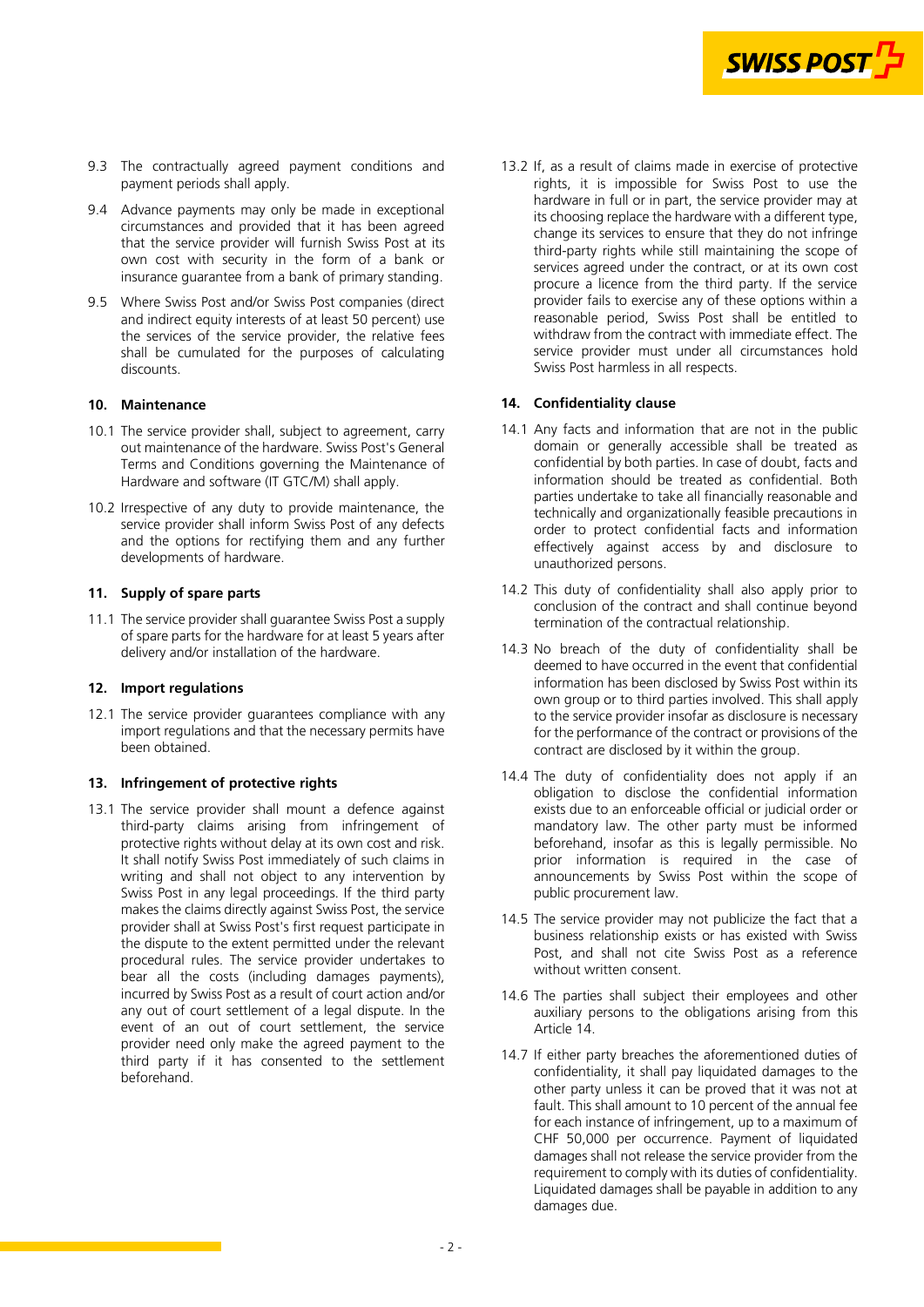9.3 The contractually agreed payment conditions and payment periods shall apply.

9.4 Advance payments may only be made in exceptional circumstances and provided that it has been agreed that the service provider will furnish Swiss Post at its own cost with security in the form of a bank or insurance guarantee from a bank of primary standing.

9.5 Where Swiss Post and/or Swiss Post companies (direct and indirect equity interests of at least 50 percent) use the services of the service provider, the relative fees shall be cumulated for the purposes of calculating discounts.

### 10. Maintenance

10.1 The service provider shall, subject to agreement, carry out maintenance of the hardware. Swiss Post's General Terms and Conditions governing the Maintenance of Hardware and software (IT GTC/M) shall apply.

10.2 Irrespective of any duty to provide maintenance, the service provider shall inform Swiss Post of any defects and the options for rectifying them and any further developments of hardware.

### 11. Supply of spare parts

11.1 The service provider shall guarantee Swiss Post a supply of spare parts for the hardware for at least 5 years after delivery and/or installation of the hardware.

### 12. Import regulations

12.1 The service provider guarantees compliance with any import regulations and that the necessary permits have been obtained.

### 13. Infringement of protective rights

13.1 The service provider shall mount a defence against third-party claims arising from infringement of protective rights without delay at its own cost and risk. It shall notify Swiss Post immediately of such claims in writing and shall not object to any intervention by Swiss Post in any legal proceedings. If the third party makes the claims directly against Swiss Post, the service provider shall at Swiss Post's first request participate in the dispute to the extent permitted under the relevant procedural rules. The service provider undertakes to bear all the costs (including damages payments), incurred by Swiss Post as a result of court action and/or any out of court settlement of a legal dispute. In the event of an out of court settlement, the service provider need only make the agreed payment to the third party if it has consented to the settlement beforehand.

13.2 If, as a result of claims made in exercise of protective rights, it is impossible for Swiss Post to use the hardware in full or in part, the service provider may at its choosing replace the hardware with a different type, change its services to ensure that they do not infringe third-party rights while still maintaining the scope of services agreed under the contract, or at its own cost procure a licence from the third party. If the service provider fails to exercise any of these options within a reasonable period, Swiss Post shall be entitled to withdraw from the contract with immediate effect. The service provider must under all circumstances hold Swiss Post harmless in all respects.

### 14. Confidentiality clause

14.1 Any facts and information that are not in the public domain or generally accessible shall be treated as confidential by both parties. In case of doubt, facts and information should be treated as confidential. Both parties undertake to take all financially reasonable and technically and organizationally feasible precautions in order to protect confidential facts and information effectively against access by and disclosure to unauthorized persons.

14.2 This duty of confidentiality shall also apply prior to conclusion of the contract and shall continue beyond termination of the contractual relationship.

14.3 No breach of the duty of confidentiality shall be deemed to have occurred in the event that confidential information has been disclosed by Swiss Post within its own group or to third parties involved. This shall apply to the service provider insofar as disclosure is necessary for the performance of the contract or provisions of the contract are disclosed by it within the group.

14.4 The duty of confidentiality does not apply if an obligation to disclose the confidential information exists due to an enforceable official or judicial order or mandatory law. The other party must be informed beforehand, insofar as this is legally permissible. No prior information is required in the case of announcements by Swiss Post within the scope of public procurement law.

14.5 The service provider may not publicize the fact that a business relationship exists or has existed with Swiss Post, and shall not cite Swiss Post as a reference without written consent.

14.6 The parties shall subject their employees and other auxiliary persons to the obligations arising from this Article 14.

14.7 If either party breaches the aforementioned duties of confidentiality, it shall pay liquidated damages to the other party unless it can be proved that it was not at fault. This shall amount to 10 percent of the annual fee for each instance of infringement, up to a maximum of CHF 50,000 per occurrence. Payment of liquidated damages shall not release the service provider from the requirement to comply with its duties of confidentiality. Liquidated damages shall be payable in addition to any damages due.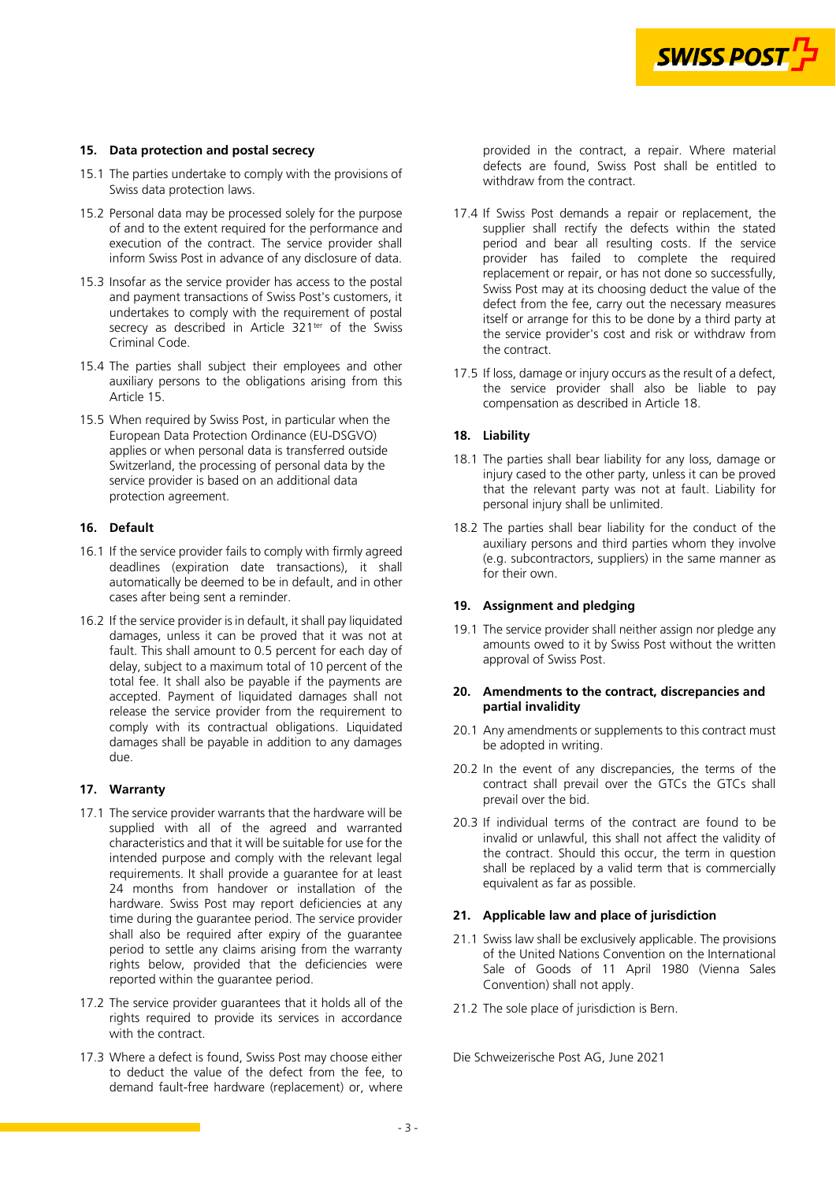## 15. Data protection and postal secrecy

15.1 The parties undertake to comply with the provisions of Swiss data protection laws.

15.2 Personal data may be processed solely for the purpose of and to the extent required for the performance and execution of the contract. The service provider shall inform Swiss Post in advance of any disclosure of data.

15.3 Insofar as the service provider has access to the postal and payment transactions of Swiss Post's customers, it undertakes to comply with the requirement of postal secrecy as described in Article 321ter of the Swiss Criminal Code.

15.4 The parties shall subject their employees and other auxiliary persons to the obligations arising from this Article 15.

15.5 When required by Swiss Post, in particular when the European Data Protection Ordinance (EU-DSGVO) applies or when personal data is transferred outside Switzerland, the processing of personal data by the service provider is based on an additional data protection agreement.

## 16. Default

16.1 If the service provider fails to comply with firmly agreed deadlines (expiration date transactions), it shall automatically be deemed to be in default, and in other cases after being sent a reminder.

16.2 If the service provider is in default, it shall pay liquidated damages, unless it can be proved that it was not at fault. This shall amount to 0.5 percent for each day of delay, subject to a maximum total of 10 percent of the total fee. It shall also be payable if the payments are accepted. Payment of liquidated damages shall not release the service provider from the requirement to comply with its contractual obligations. Liquidated damages shall be payable in addition to any damages due.

## 17. Warranty

17.1 The service provider warrants that the hardware will be supplied with all of the agreed and warranted characteristics and that it will be suitable for use for the intended purpose and comply with the relevant legal requirements. It shall provide a guarantee for at least 24 months from handover or installation of the hardware. Swiss Post may report deficiencies at any time during the guarantee period. The service provider shall also be required after expiry of the guarantee period to settle any claims arising from the warranty rights below, provided that the deficiencies were reported within the guarantee period.

17.2 The service provider guarantees that it holds all of the rights required to provide its services in accordance with the contract.

17.3 Where a defect is found, Swiss Post may choose either to deduct the value of the defect from the fee, to demand fault-free hardware (replacement) or, where provided in the contract, a repair. Where material defects are found, Swiss Post shall be entitled to withdraw from the contract.

17.4 If Swiss Post demands a repair or replacement, the supplier shall rectify the defects within the stated period and bear all resulting costs. If the service provider has failed to complete the required replacement or repair, or has not done so successfully, Swiss Post may at its choosing deduct the value of the defect from the fee, carry out the necessary measures itself or arrange for this to be done by a third party at the service provider's cost and risk or withdraw from the contract.

17.5 If loss, damage or injury occurs as the result of a defect, the service provider shall also be liable to pay compensation as described in Article 18.

## 18. Liability

18.1 The parties shall bear liability for any loss, damage or injury cased to the other party, unless it can be proved that the relevant party was not at fault. Liability for personal injury shall be unlimited.

18.2 The parties shall bear liability for the conduct of the auxiliary persons and third parties whom they involve (e.g. subcontractors, suppliers) in the same manner as for their own.

## 19. Assignment and pledging

19.1 The service provider shall neither assign nor pledge any amounts owed to it by Swiss Post without the written approval of Swiss Post.

## 20. Amendments to the contract, discrepancies and partial invalidity

20.1 Any amendments or supplements to this contract must be adopted in writing.

20.2 In the event of any discrepancies, the terms of the contract shall prevail over the GTCs the GTCs shall prevail over the bid.

20.3 If individual terms of the contract are found to be invalid or unlawful, this shall not affect the validity of the contract. Should this occur, the term in question shall be replaced by a valid term that is commercially equivalent as far as possible.

## 21. Applicable law and place of jurisdiction

21.1 Swiss law shall be exclusively applicable. The provisions of the United Nations Convention on the International Sale of Goods of 11 April 1980 (Vienna Sales Convention) shall not apply.

21.2 The sole place of jurisdiction is Bern.

Die Schweizerische Post AG, June 2021